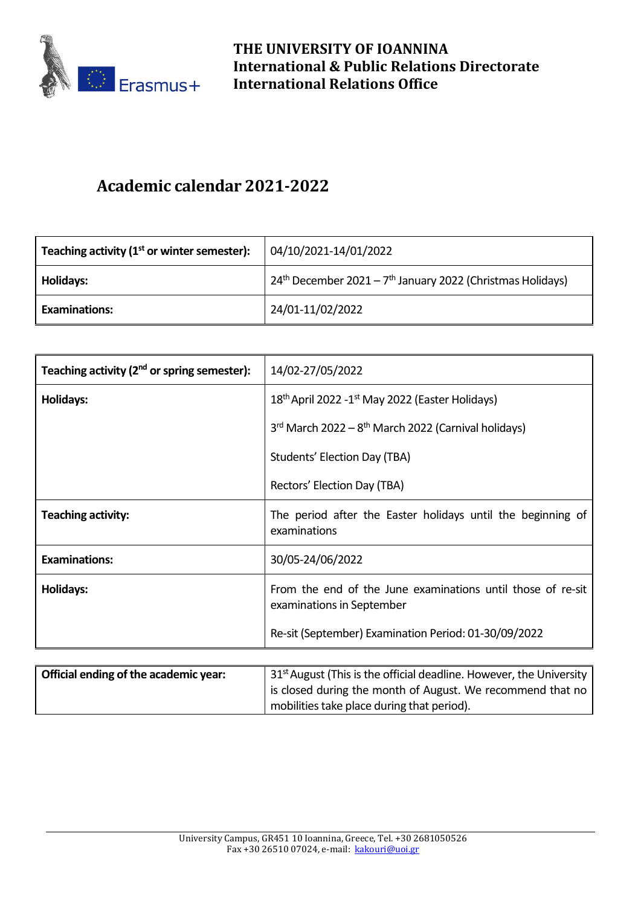**THE UNIVERSITY OF IOANNINA**
**International & Public Relations Directorate**
**International Relations Office**

# Academic calendar 2021-2022

| **Teaching activity (1st or winter semester):** | 04/10/2021-14/01/2022 |
| --- | --- |
| **Holidays:** | 24th December 2021 – 7th January 2022 (Christmas Holidays) |
| **Examinations:** | 24/01-11/02/2022 |

| **Teaching activity (2nd or spring semester):** | 14/02-27/05/2022 |
| --- | --- |
| **Holidays:** | 18th April 2022 -1st May 2022 (Easter Holidays)<br><br>3rd March 2022 – 8th March 2022 (Carnival holidays)<br><br>Students' Election Day (TBA)<br><br>Rectors' Election Day (TBA) |
| **Teaching activity:** | The period after the Easter holidays until the beginning of examinations |
| **Examinations:** | 30/05-24/06/2022 |
| **Holidays:** | From the end of the June examinations until those of re-sit examinations in September<br><br>Re-sit (September) Examination Period: 01-30/09/2022 |

| **Official ending of the academic year:** | 31st August (This is the official deadline. However, the University is closed during the month of August. We recommend that no mobilities take place during that period). |
| --- | --- |

University Campus, GR451 10 Ioannina, Greece, Tel. +30 2681050526
Fax +30 26510 07024, e-mail: kakouri@uoi.gr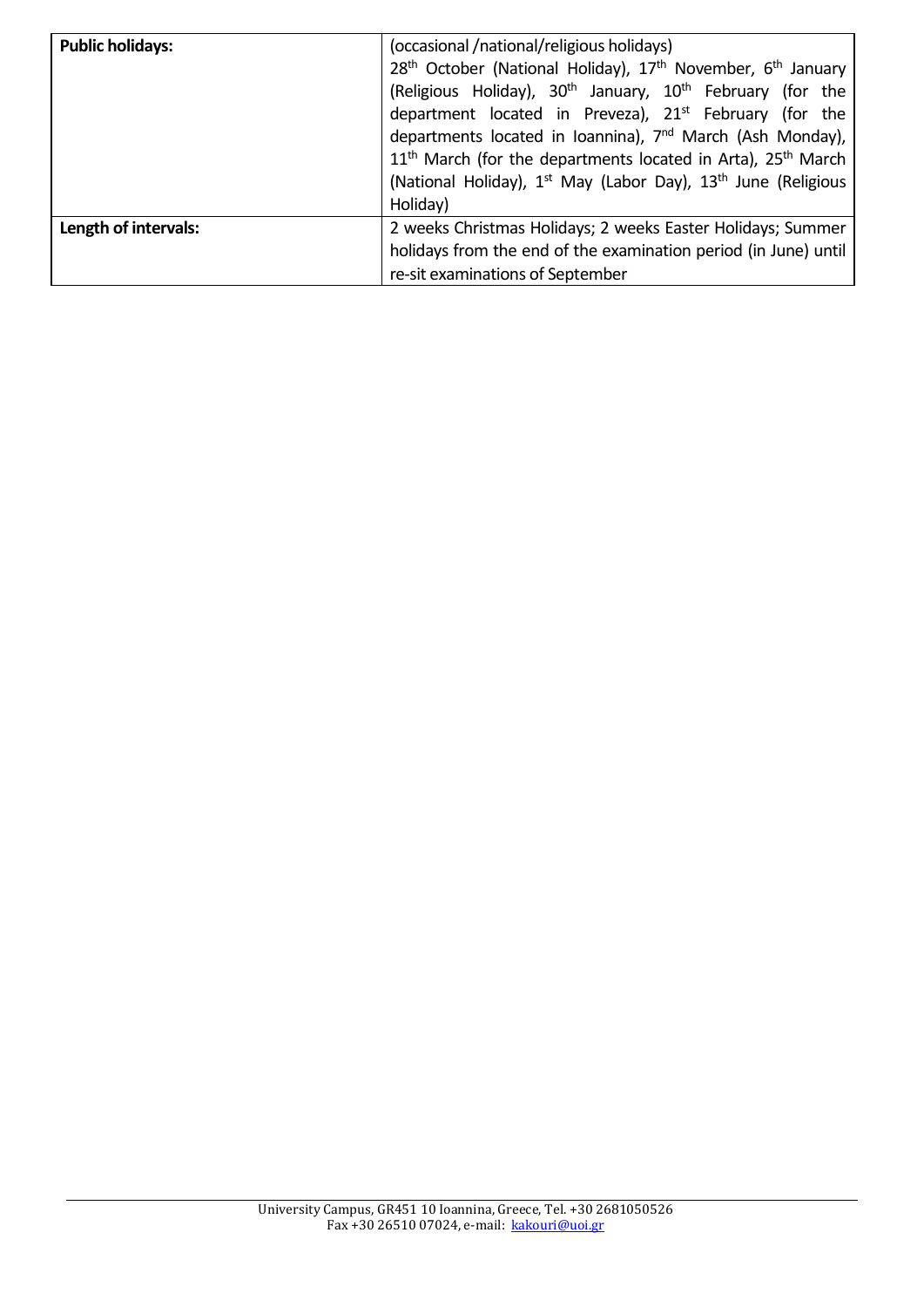| | |
|---|---|
| **Public holidays:** | (occasional /national/religious holidays) 28th October (National Holiday), 17th November, 6th January (Religious Holiday), 30th January, 10th February (for the department located in Preveza), 21st February (for the departments located in Ioannina), 7nd March (Ash Monday), 11th March (for the departments located in Arta), 25th March (National Holiday), 1st May (Labor Day), 13th June (Religious Holiday) |
| **Length of intervals:** | 2 weeks Christmas Holidays; 2 weeks Easter Holidays; Summer holidays from the end of the examination period (in June) until re-sit examinations of September |

University Campus, GR451 10 Ioannina, Greece, Tel. +30 2681050526
Fax +30 26510 07024, e-mail: kakouri@uoi.gr